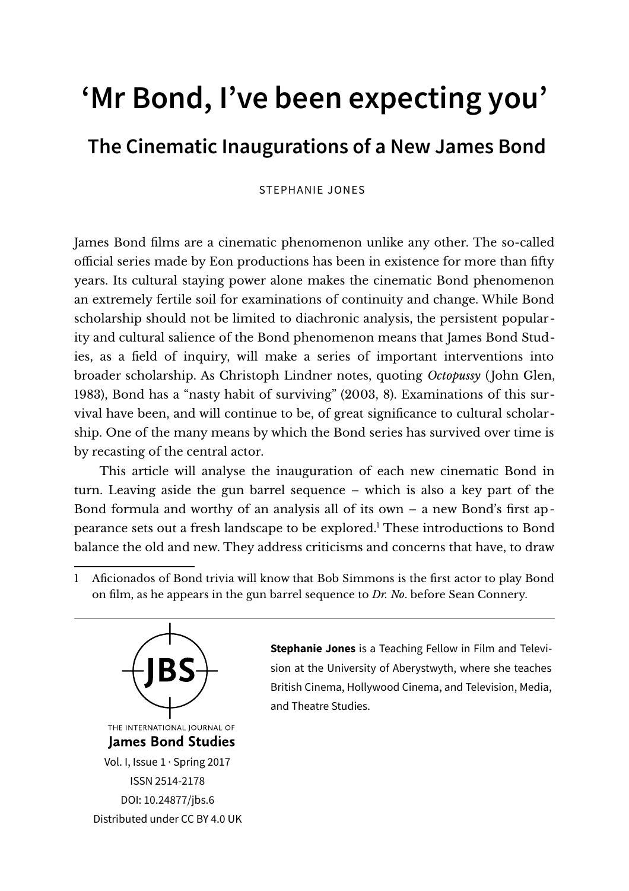# ‘Mr Bond, I’ve been expecting you’

## The Cinematic Inaugurations of a New James Bond

STEPHANIE JONES

James Bond films are a cinematic phenomenon unlike any other. The so-called official series made by Eon productions has been in existence for more than fifty years. Its cultural staying power alone makes the cinematic Bond phenomenon an extremely fertile soil for examinations of continuity and change. While Bond scholarship should not be limited to diachronic analysis, the persistent popularity and cultural salience of the Bond phenomenon means that James Bond Studies, as a field of inquiry, will make a series of important interventions into broader scholarship. As Christoph Lindner notes, quoting *Octopussy* (John Glen, 1983), Bond has a “nasty habit of surviving” (2003, 8). Examinations of this survival have been, and will continue to be, of great significance to cultural scholarship. One of the many means by which the Bond series has survived over time is by recasting of the central actor.

This article will analyse the inauguration of each new cinematic Bond in turn. Leaving aside the gun barrel sequence – which is also a key part of the Bond formula and worthy of an analysis all of its own – a new Bond’s first appearance sets out a fresh landscape to be explored.[1] These introductions to Bond balance the old and new. They address criticisms and concerns that have, to draw

1 Aficionados of Bond trivia will know that Bob Simmons is the first actor to play Bond on film, as he appears in the gun barrel sequence to *Dr. No*. before Sean Connery.

THE INTERNATIONAL JOURNAL OF **James Bond Studies**
Vol. I, Issue 1 · Spring 2017
ISSN 2514-2178
DOI: 10.24877/jbs.6
Distributed under CC BY 4.0 UK

**Stephanie Jones** is a Teaching Fellow in Film and Television at the University of Aberystwyth, where she teaches British Cinema, Hollywood Cinema, and Television, Media, and Theatre Studies.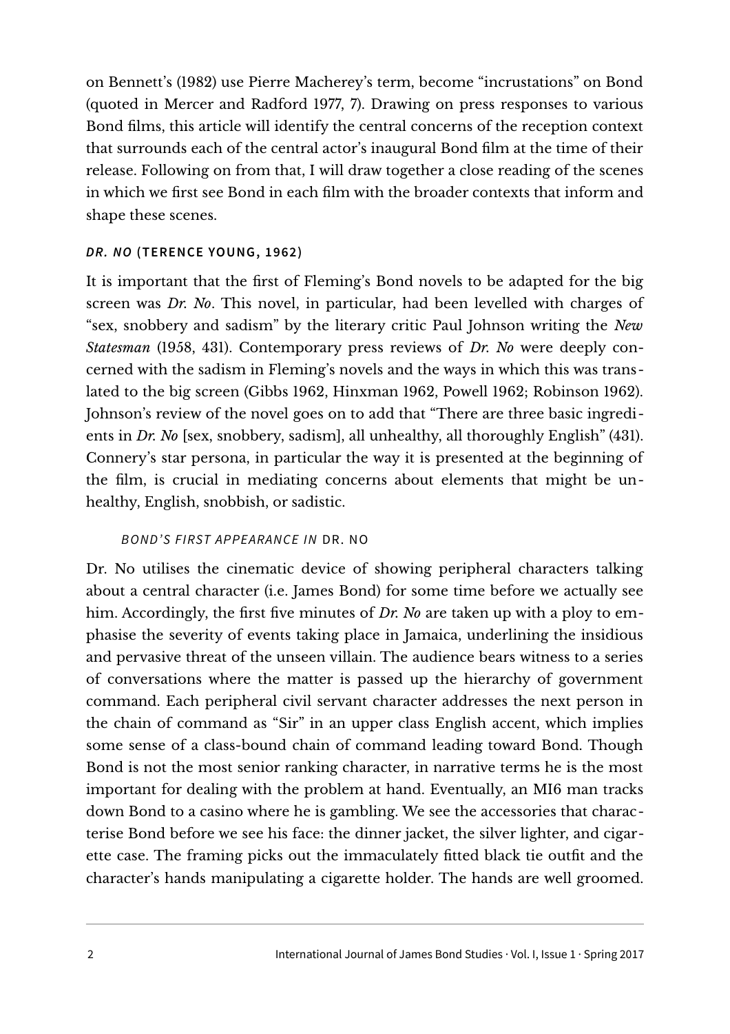on Bennett's (1982) use Pierre Macherey's term, become "incrustations" on Bond (quoted in Mercer and Radford 1977, 7). Drawing on press responses to various Bond films, this article will identify the central concerns of the reception context that surrounds each of the central actor's inaugural Bond film at the time of their release. Following on from that, I will draw together a close reading of the scenes in which we first see Bond in each film with the broader contexts that inform and shape these scenes.

## *DR. NO* (TERENCE YOUNG, 1962)

It is important that the first of Fleming's Bond novels to be adapted for the big screen was *Dr. No*. This novel, in particular, had been levelled with charges of "sex, snobbery and sadism" by the literary critic Paul Johnson writing the *New Statesman* (1958, 431). Contemporary press reviews of *Dr. No* were deeply concerned with the sadism in Fleming's novels and the ways in which this was translated to the big screen (Gibbs 1962, Hinxman 1962, Powell 1962; Robinson 1962). Johnson's review of the novel goes on to add that "There are three basic ingredients in *Dr. No* [sex, snobbery, sadism], all unhealthy, all thoroughly English" (431). Connery's star persona, in particular the way it is presented at the beginning of the film, is crucial in mediating concerns about elements that might be unhealthy, English, snobbish, or sadistic.

### *BOND'S FIRST APPEARANCE IN* DR. NO

Dr. No utilises the cinematic device of showing peripheral characters talking about a central character (i.e. James Bond) for some time before we actually see him. Accordingly, the first five minutes of *Dr. No* are taken up with a ploy to emphasise the severity of events taking place in Jamaica, underlining the insidious and pervasive threat of the unseen villain. The audience bears witness to a series of conversations where the matter is passed up the hierarchy of government command. Each peripheral civil servant character addresses the next person in the chain of command as "Sir" in an upper class English accent, which implies some sense of a class-bound chain of command leading toward Bond. Though Bond is not the most senior ranking character, in narrative terms he is the most important for dealing with the problem at hand. Eventually, an MI6 man tracks down Bond to a casino where he is gambling. We see the accessories that characterise Bond before we see his face: the dinner jacket, the silver lighter, and cigarette case. The framing picks out the immaculately fitted black tie outfit and the character's hands manipulating a cigarette holder. The hands are well groomed.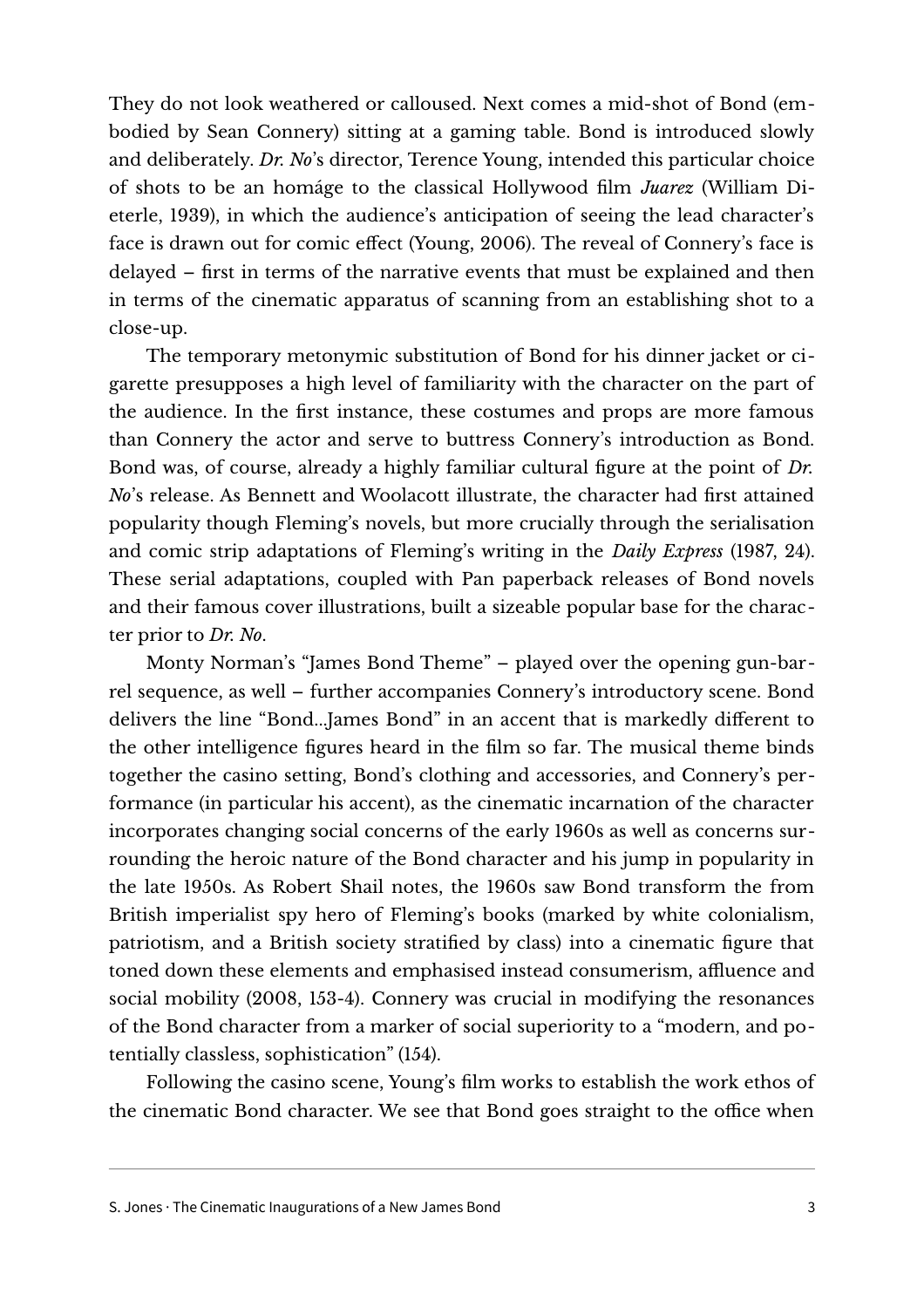They do not look weathered or calloused. Next comes a mid-shot of Bond (embodied by Sean Connery) sitting at a gaming table. Bond is introduced slowly and deliberately. *Dr. No*'s director, Terence Young, intended this particular choice of shots to be an homáge to the classical Hollywood film *Juarez* (William Dieterle, 1939), in which the audience's anticipation of seeing the lead character's face is drawn out for comic effect (Young, 2006). The reveal of Connery's face is delayed – first in terms of the narrative events that must be explained and then in terms of the cinematic apparatus of scanning from an establishing shot to a close-up.

The temporary metonymic substitution of Bond for his dinner jacket or cigarette presupposes a high level of familiarity with the character on the part of the audience. In the first instance, these costumes and props are more famous than Connery the actor and serve to buttress Connery's introduction as Bond. Bond was, of course, already a highly familiar cultural figure at the point of *Dr. No*'s release. As Bennett and Woolacott illustrate, the character had first attained popularity though Fleming's novels, but more crucially through the serialisation and comic strip adaptations of Fleming's writing in the *Daily Express* (1987, 24). These serial adaptations, coupled with Pan paperback releases of Bond novels and their famous cover illustrations, built a sizeable popular base for the character prior to *Dr. No*.

Monty Norman's "James Bond Theme" – played over the opening gun-barrel sequence, as well – further accompanies Connery's introductory scene. Bond delivers the line "Bond...James Bond" in an accent that is markedly different to the other intelligence figures heard in the film so far. The musical theme binds together the casino setting, Bond's clothing and accessories, and Connery's performance (in particular his accent), as the cinematic incarnation of the character incorporates changing social concerns of the early 1960s as well as concerns surrounding the heroic nature of the Bond character and his jump in popularity in the late 1950s. As Robert Shail notes, the 1960s saw Bond transform the from British imperialist spy hero of Fleming's books (marked by white colonialism, patriotism, and a British society stratified by class) into a cinematic figure that toned down these elements and emphasised instead consumerism, affluence and social mobility (2008, 153-4). Connery was crucial in modifying the resonances of the Bond character from a marker of social superiority to a "modern, and potentially classless, sophistication" (154).

Following the casino scene, Young's film works to establish the work ethos of the cinematic Bond character. We see that Bond goes straight to the office when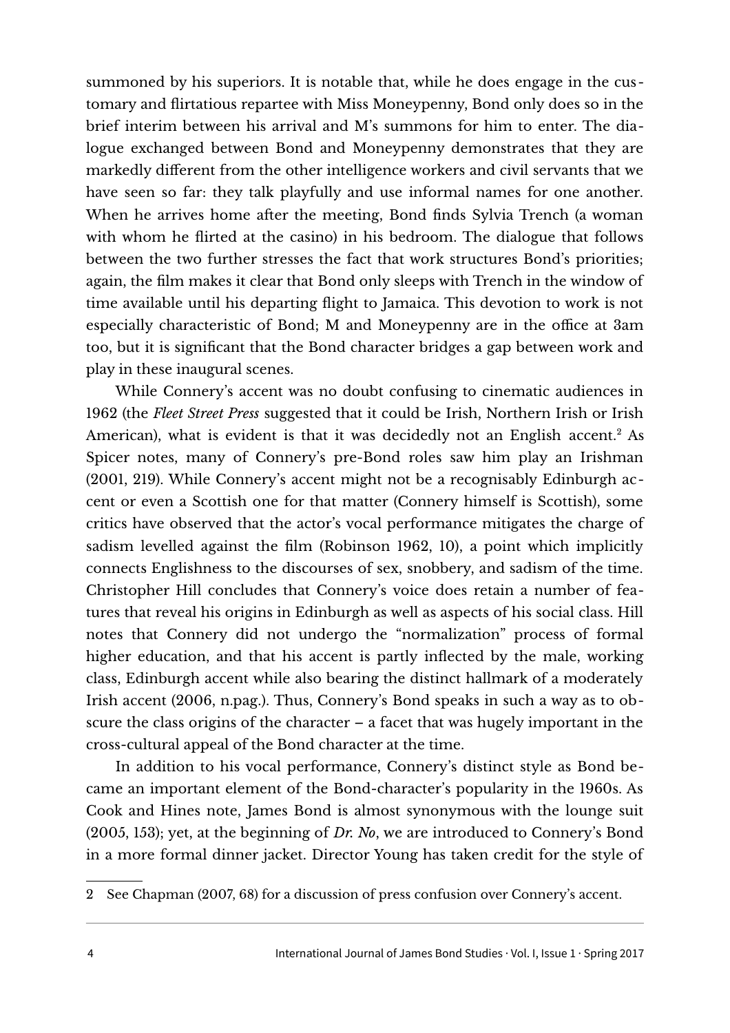summoned by his superiors. It is notable that, while he does engage in the customary and flirtatious repartee with Miss Moneypenny, Bond only does so in the brief interim between his arrival and M's summons for him to enter. The dialogue exchanged between Bond and Moneypenny demonstrates that they are markedly different from the other intelligence workers and civil servants that we have seen so far: they talk playfully and use informal names for one another. When he arrives home after the meeting, Bond finds Sylvia Trench (a woman with whom he flirted at the casino) in his bedroom. The dialogue that follows between the two further stresses the fact that work structures Bond's priorities; again, the film makes it clear that Bond only sleeps with Trench in the window of time available until his departing flight to Jamaica. This devotion to work is not especially characteristic of Bond; M and Moneypenny are in the office at 3am too, but it is significant that the Bond character bridges a gap between work and play in these inaugural scenes.

While Connery's accent was no doubt confusing to cinematic audiences in 1962 (the *Fleet Street Press* suggested that it could be Irish, Northern Irish or Irish American), what is evident is that it was decidedly not an English accent.[2] As Spicer notes, many of Connery's pre-Bond roles saw him play an Irishman (2001, 219). While Connery's accent might not be a recognisably Edinburgh accent or even a Scottish one for that matter (Connery himself is Scottish), some critics have observed that the actor's vocal performance mitigates the charge of sadism levelled against the film (Robinson 1962, 10), a point which implicitly connects Englishness to the discourses of sex, snobbery, and sadism of the time. Christopher Hill concludes that Connery's voice does retain a number of features that reveal his origins in Edinburgh as well as aspects of his social class. Hill notes that Connery did not undergo the "normalization" process of formal higher education, and that his accent is partly inflected by the male, working class, Edinburgh accent while also bearing the distinct hallmark of a moderately Irish accent (2006, n.pag.). Thus, Connery's Bond speaks in such a way as to obscure the class origins of the character – a facet that was hugely important in the cross-cultural appeal of the Bond character at the time.

In addition to his vocal performance, Connery's distinct style as Bond became an important element of the Bond-character's popularity in the 1960s. As Cook and Hines note, James Bond is almost synonymous with the lounge suit (2005, 153); yet, at the beginning of *Dr. No*, we are introduced to Connery's Bond in a more formal dinner jacket. Director Young has taken credit for the style of

---

2 See Chapman (2007, 68) for a discussion of press confusion over Connery's accent.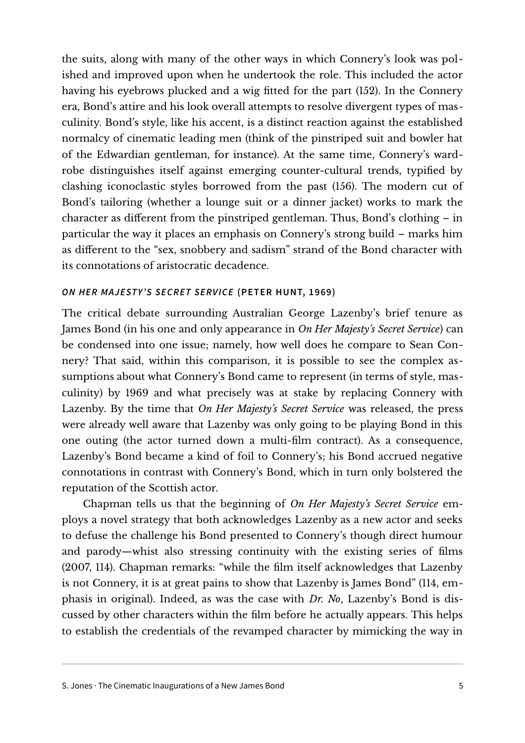the suits, along with many of the other ways in which Connery's look was polished and improved upon when he undertook the role. This included the actor having his eyebrows plucked and a wig fitted for the part (152). In the Connery era, Bond's attire and his look overall attempts to resolve divergent types of masculinity. Bond's style, like his accent, is a distinct reaction against the established normalcy of cinematic leading men (think of the pinstriped suit and bowler hat of the Edwardian gentleman, for instance). At the same time, Connery's wardrobe distinguishes itself against emerging counter-cultural trends, typified by clashing iconoclastic styles borrowed from the past (156). The modern cut of Bond's tailoring (whether a lounge suit or a dinner jacket) works to mark the character as different from the pinstriped gentleman. Thus, Bond's clothing – in particular the way it places an emphasis on Connery's strong build – marks him as different to the "sex, snobbery and sadism" strand of the Bond character with its connotations of aristocratic decadence.

### *ON HER MAJESTY'S SECRET SERVICE* (PETER HUNT, 1969)

The critical debate surrounding Australian George Lazenby's brief tenure as James Bond (in his one and only appearance in *On Her Majesty's Secret Service*) can be condensed into one issue; namely, how well does he compare to Sean Connery? That said, within this comparison, it is possible to see the complex assumptions about what Connery's Bond came to represent (in terms of style, masculinity) by 1969 and what precisely was at stake by replacing Connery with Lazenby. By the time that *On Her Majesty's Secret Service* was released, the press were already well aware that Lazenby was only going to be playing Bond in this one outing (the actor turned down a multi-film contract). As a consequence, Lazenby's Bond became a kind of foil to Connery's; his Bond accrued negative connotations in contrast with Connery's Bond, which in turn only bolstered the reputation of the Scottish actor.

Chapman tells us that the beginning of *On Her Majesty's Secret Service* employs a novel strategy that both acknowledges Lazenby as a new actor and seeks to defuse the challenge his Bond presented to Connery's though direct humour and parody—whist also stressing continuity with the existing series of films (2007, 114). Chapman remarks: "while the film itself acknowledges that Lazenby is not Connery, it is at great pains to show that Lazenby is James Bond" (114, emphasis in original). Indeed, as was the case with *Dr. No*, Lazenby's Bond is discussed by other characters within the film before he actually appears. This helps to establish the credentials of the revamped character by mimicking the way in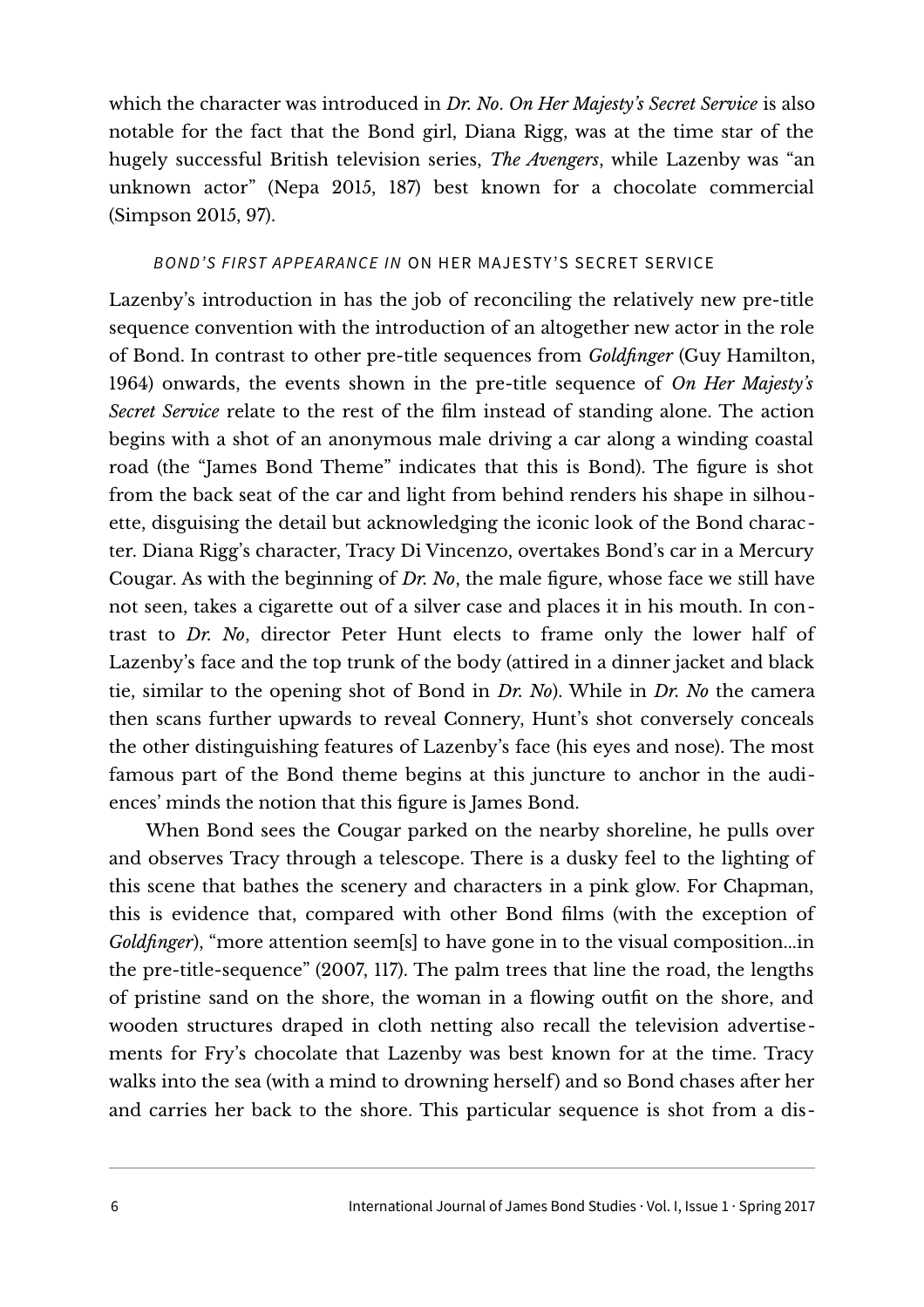which the character was introduced in *Dr. No*. *On Her Majesty's Secret Service* is also notable for the fact that the Bond girl, Diana Rigg, was at the time star of the hugely successful British television series, *The Avengers*, while Lazenby was "an unknown actor" (Nepa 2015, 187) best known for a chocolate commercial (Simpson 2015, 97).

### *BOND'S FIRST APPEARANCE IN* ON HER MAJESTY'S SECRET SERVICE

Lazenby's introduction in has the job of reconciling the relatively new pre-title sequence convention with the introduction of an altogether new actor in the role of Bond. In contrast to other pre-title sequences from *Goldfinger* (Guy Hamilton, 1964) onwards, the events shown in the pre-title sequence of *On Her Majesty's Secret Service* relate to the rest of the film instead of standing alone. The action begins with a shot of an anonymous male driving a car along a winding coastal road (the "James Bond Theme" indicates that this is Bond). The figure is shot from the back seat of the car and light from behind renders his shape in silhouette, disguising the detail but acknowledging the iconic look of the Bond character. Diana Rigg's character, Tracy Di Vincenzo, overtakes Bond's car in a Mercury Cougar. As with the beginning of *Dr. No*, the male figure, whose face we still have not seen, takes a cigarette out of a silver case and places it in his mouth. In contrast to *Dr. No*, director Peter Hunt elects to frame only the lower half of Lazenby's face and the top trunk of the body (attired in a dinner jacket and black tie, similar to the opening shot of Bond in *Dr. No*). While in *Dr. No* the camera then scans further upwards to reveal Connery, Hunt's shot conversely conceals the other distinguishing features of Lazenby's face (his eyes and nose). The most famous part of the Bond theme begins at this juncture to anchor in the audiences' minds the notion that this figure is James Bond.

When Bond sees the Cougar parked on the nearby shoreline, he pulls over and observes Tracy through a telescope. There is a dusky feel to the lighting of this scene that bathes the scenery and characters in a pink glow. For Chapman, this is evidence that, compared with other Bond films (with the exception of *Goldfinger*), "more attention seem[s] to have gone in to the visual composition…in the pre-title-sequence" (2007, 117). The palm trees that line the road, the lengths of pristine sand on the shore, the woman in a flowing outfit on the shore, and wooden structures draped in cloth netting also recall the television advertisements for Fry's chocolate that Lazenby was best known for at the time. Tracy walks into the sea (with a mind to drowning herself) and so Bond chases after her and carries her back to the shore. This particular sequence is shot from a dis-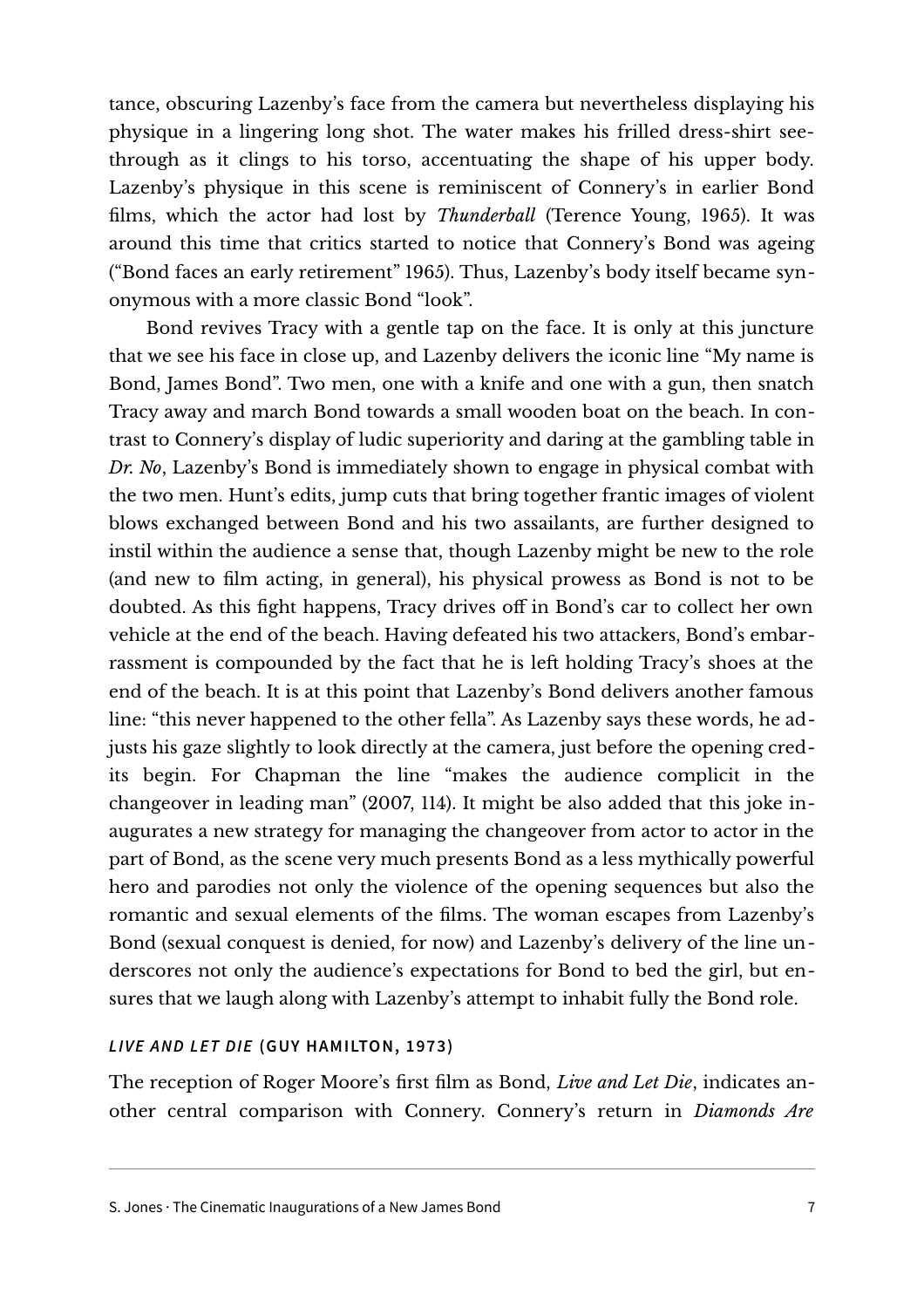tance, obscuring Lazenby's face from the camera but nevertheless displaying his physique in a lingering long shot. The water makes his frilled dress-shirt see-through as it clings to his torso, accentuating the shape of his upper body. Lazenby's physique in this scene is reminiscent of Connery's in earlier Bond films, which the actor had lost by *Thunderball* (Terence Young, 1965). It was around this time that critics started to notice that Connery's Bond was ageing ("Bond faces an early retirement" 1965). Thus, Lazenby's body itself became synonymous with a more classic Bond "look".

Bond revives Tracy with a gentle tap on the face. It is only at this juncture that we see his face in close up, and Lazenby delivers the iconic line "My name is Bond, James Bond". Two men, one with a knife and one with a gun, then snatch Tracy away and march Bond towards a small wooden boat on the beach. In contrast to Connery's display of ludic superiority and daring at the gambling table in *Dr. No*, Lazenby's Bond is immediately shown to engage in physical combat with the two men. Hunt's edits, jump cuts that bring together frantic images of violent blows exchanged between Bond and his two assailants, are further designed to instil within the audience a sense that, though Lazenby might be new to the role (and new to film acting, in general), his physical prowess as Bond is not to be doubted. As this fight happens, Tracy drives off in Bond's car to collect her own vehicle at the end of the beach. Having defeated his two attackers, Bond's embarrassment is compounded by the fact that he is left holding Tracy's shoes at the end of the beach. It is at this point that Lazenby's Bond delivers another famous line: "this never happened to the other fella". As Lazenby says these words, he adjusts his gaze slightly to look directly at the camera, just before the opening credits begin. For Chapman the line "makes the audience complicit in the changeover in leading man" (2007, 114). It might be also added that this joke inaugurates a new strategy for managing the changeover from actor to actor in the part of Bond, as the scene very much presents Bond as a less mythically powerful hero and parodies not only the violence of the opening sequences but also the romantic and sexual elements of the films. The woman escapes from Lazenby's Bond (sexual conquest is denied, for now) and Lazenby's delivery of the line underscores not only the audience's expectations for Bond to bed the girl, but ensures that we laugh along with Lazenby's attempt to inhabit fully the Bond role.

### *LIVE AND LET DIE* (GUY HAMILTON, 1973)

The reception of Roger Moore's first film as Bond, *Live and Let Die*, indicates another central comparison with Connery. Connery's return in *Diamonds Are*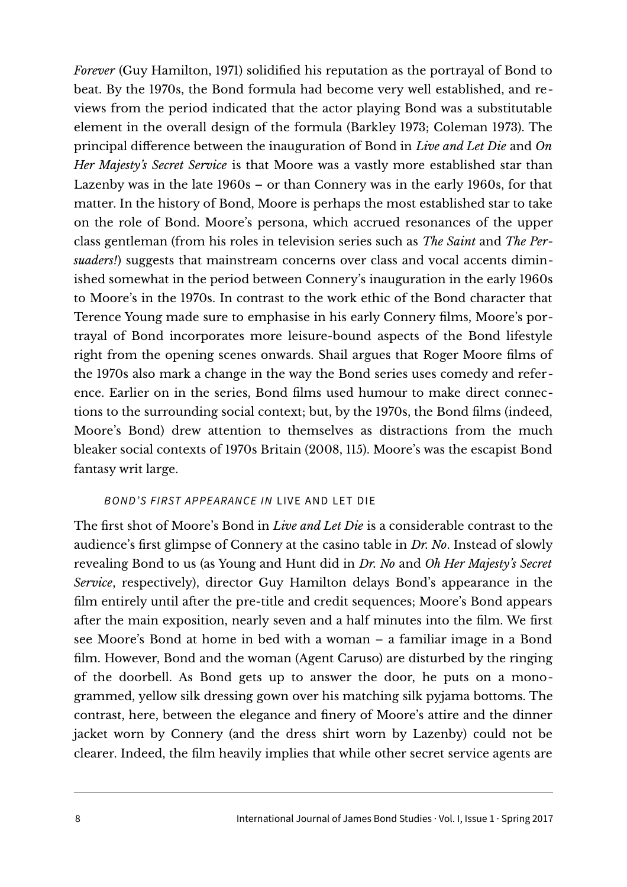*Forever* (Guy Hamilton, 1971) solidified his reputation as the portrayal of Bond to beat. By the 1970s, the Bond formula had become very well established, and reviews from the period indicated that the actor playing Bond was a substitutable element in the overall design of the formula (Barkley 1973; Coleman 1973). The principal difference between the inauguration of Bond in *Live and Let Die* and *On Her Majesty's Secret Service* is that Moore was a vastly more established star than Lazenby was in the late 1960s – or than Connery was in the early 1960s, for that matter. In the history of Bond, Moore is perhaps the most established star to take on the role of Bond. Moore's persona, which accrued resonances of the upper class gentleman (from his roles in television series such as *The Saint* and *The Persuaders!*) suggests that mainstream concerns over class and vocal accents diminished somewhat in the period between Connery's inauguration in the early 1960s to Moore's in the 1970s. In contrast to the work ethic of the Bond character that Terence Young made sure to emphasise in his early Connery films, Moore's portrayal of Bond incorporates more leisure-bound aspects of the Bond lifestyle right from the opening scenes onwards. Shail argues that Roger Moore films of the 1970s also mark a change in the way the Bond series uses comedy and reference. Earlier on in the series, Bond films used humour to make direct connections to the surrounding social context; but, by the 1970s, the Bond films (indeed, Moore's Bond) drew attention to themselves as distractions from the much bleaker social contexts of 1970s Britain (2008, 115). Moore's was the escapist Bond fantasy writ large.

### *BOND'S FIRST APPEARANCE IN* LIVE AND LET DIE

The first shot of Moore's Bond in *Live and Let Die* is a considerable contrast to the audience's first glimpse of Connery at the casino table in *Dr. No*. Instead of slowly revealing Bond to us (as Young and Hunt did in *Dr. No* and *Oh Her Majesty's Secret Service*, respectively), director Guy Hamilton delays Bond's appearance in the film entirely until after the pre-title and credit sequences; Moore's Bond appears after the main exposition, nearly seven and a half minutes into the film. We first see Moore's Bond at home in bed with a woman – a familiar image in a Bond film. However, Bond and the woman (Agent Caruso) are disturbed by the ringing of the doorbell. As Bond gets up to answer the door, he puts on a monogrammed, yellow silk dressing gown over his matching silk pyjama bottoms. The contrast, here, between the elegance and finery of Moore's attire and the dinner jacket worn by Connery (and the dress shirt worn by Lazenby) could not be clearer. Indeed, the film heavily implies that while other secret service agents are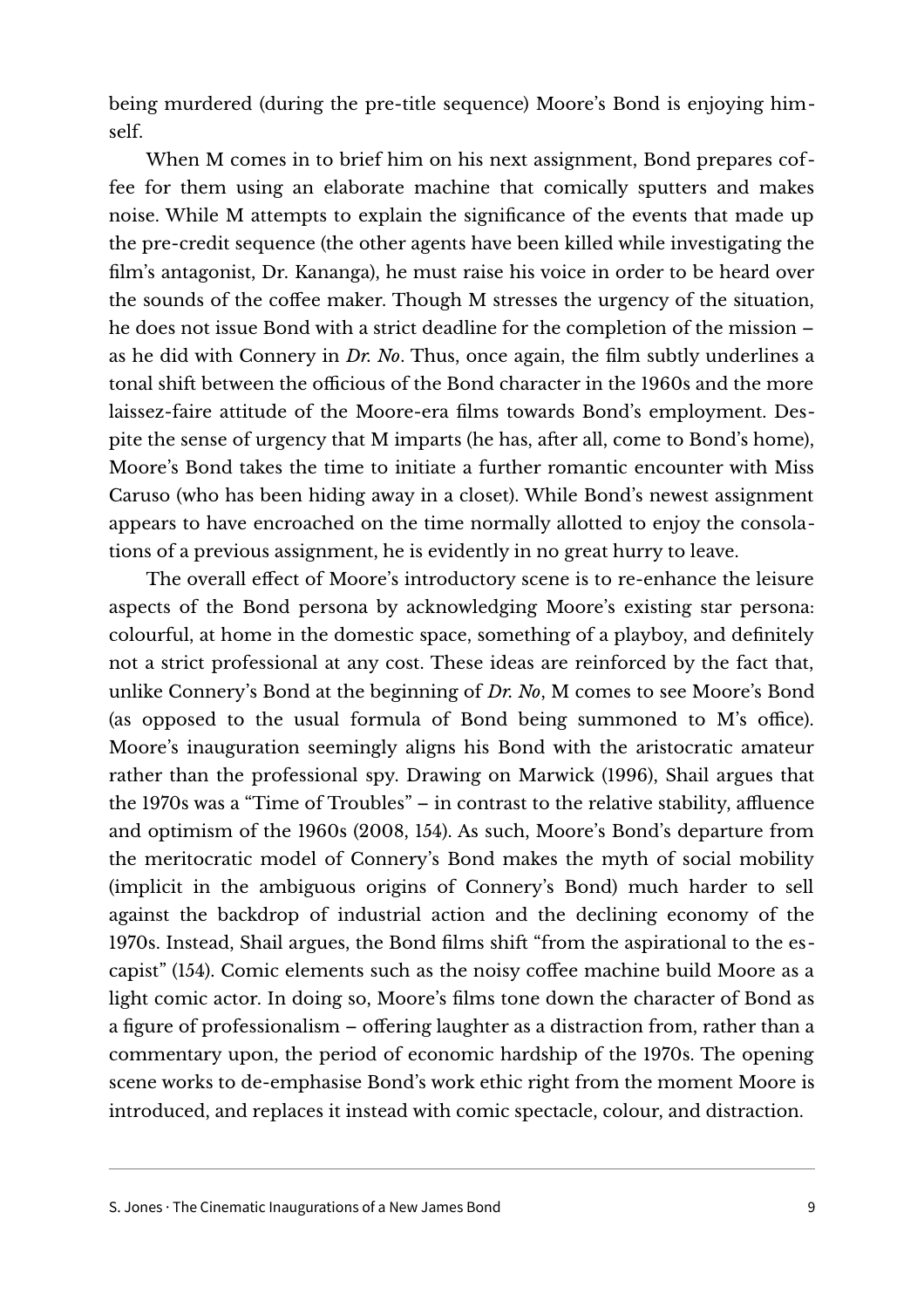being murdered (during the pre-title sequence) Moore's Bond is enjoying himself.

When M comes in to brief him on his next assignment, Bond prepares coffee for them using an elaborate machine that comically sputters and makes noise. While M attempts to explain the significance of the events that made up the pre-credit sequence (the other agents have been killed while investigating the film's antagonist, Dr. Kananga), he must raise his voice in order to be heard over the sounds of the coffee maker. Though M stresses the urgency of the situation, he does not issue Bond with a strict deadline for the completion of the mission – as he did with Connery in *Dr. No*. Thus, once again, the film subtly underlines a tonal shift between the officious of the Bond character in the 1960s and the more laissez-faire attitude of the Moore-era films towards Bond's employment. Despite the sense of urgency that M imparts (he has, after all, come to Bond's home), Moore's Bond takes the time to initiate a further romantic encounter with Miss Caruso (who has been hiding away in a closet). While Bond's newest assignment appears to have encroached on the time normally allotted to enjoy the consolations of a previous assignment, he is evidently in no great hurry to leave.

The overall effect of Moore's introductory scene is to re-enhance the leisure aspects of the Bond persona by acknowledging Moore's existing star persona: colourful, at home in the domestic space, something of a playboy, and definitely not a strict professional at any cost. These ideas are reinforced by the fact that, unlike Connery's Bond at the beginning of *Dr. No*, M comes to see Moore's Bond (as opposed to the usual formula of Bond being summoned to M's office). Moore's inauguration seemingly aligns his Bond with the aristocratic amateur rather than the professional spy. Drawing on Marwick (1996), Shail argues that the 1970s was a "Time of Troubles" – in contrast to the relative stability, affluence and optimism of the 1960s (2008, 154). As such, Moore's Bond's departure from the meritocratic model of Connery's Bond makes the myth of social mobility (implicit in the ambiguous origins of Connery's Bond) much harder to sell against the backdrop of industrial action and the declining economy of the 1970s. Instead, Shail argues, the Bond films shift "from the aspirational to the escapist" (154). Comic elements such as the noisy coffee machine build Moore as a light comic actor. In doing so, Moore's films tone down the character of Bond as a figure of professionalism – offering laughter as a distraction from, rather than a commentary upon, the period of economic hardship of the 1970s. The opening scene works to de-emphasise Bond's work ethic right from the moment Moore is introduced, and replaces it instead with comic spectacle, colour, and distraction.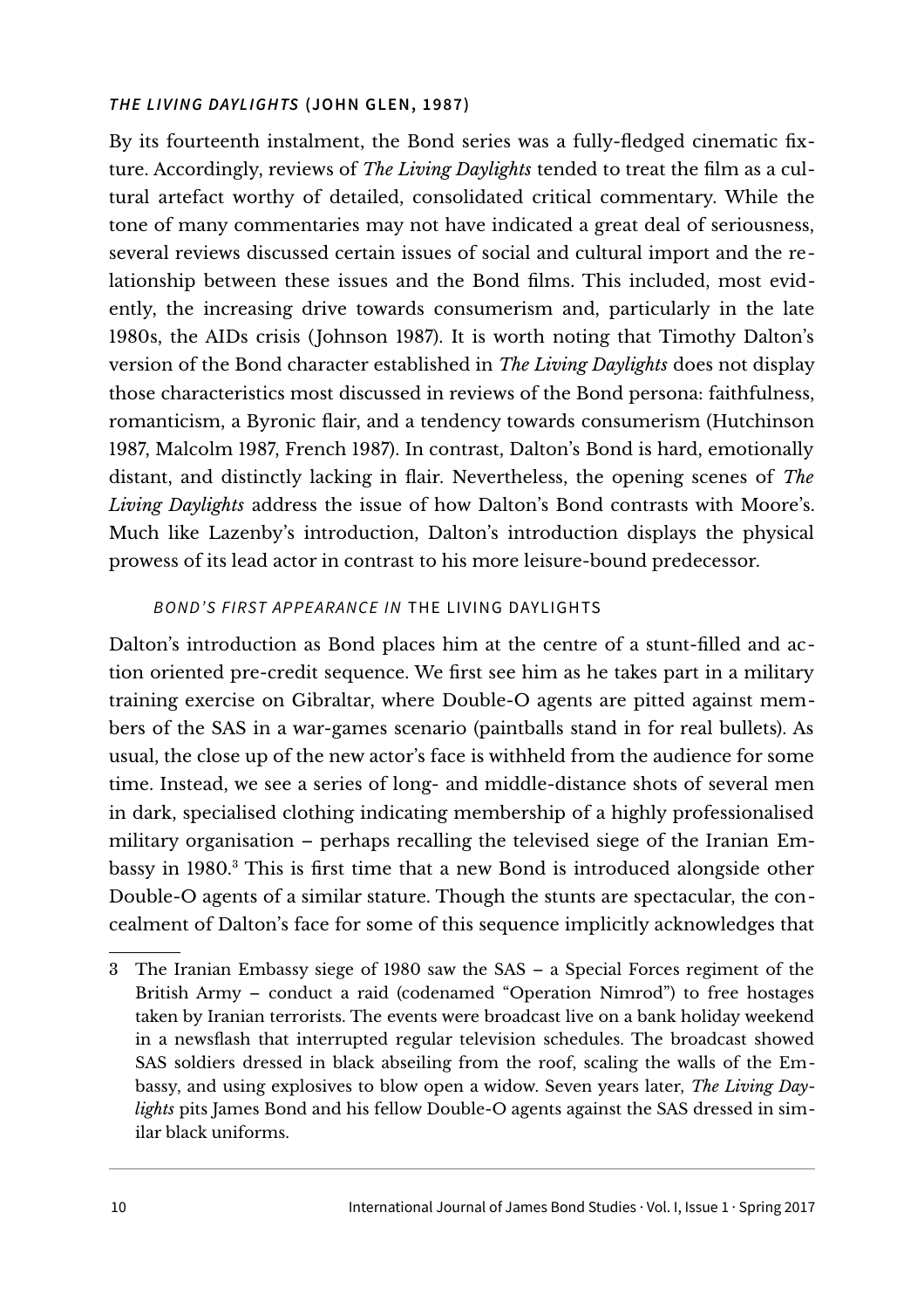### *THE LIVING DAYLIGHTS* (JOHN GLEN, 1987)

By its fourteenth instalment, the Bond series was a fully-fledged cinematic fixture. Accordingly, reviews of *The Living Daylights* tended to treat the film as a cultural artefact worthy of detailed, consolidated critical commentary. While the tone of many commentaries may not have indicated a great deal of seriousness, several reviews discussed certain issues of social and cultural import and the relationship between these issues and the Bond films. This included, most evidently, the increasing drive towards consumerism and, particularly in the late 1980s, the AIDs crisis (Johnson 1987). It is worth noting that Timothy Dalton's version of the Bond character established in *The Living Daylights* does not display those characteristics most discussed in reviews of the Bond persona: faithfulness, romanticism, a Byronic flair, and a tendency towards consumerism (Hutchinson 1987, Malcolm 1987, French 1987). In contrast, Dalton's Bond is hard, emotionally distant, and distinctly lacking in flair. Nevertheless, the opening scenes of *The Living Daylights* address the issue of how Dalton's Bond contrasts with Moore's. Much like Lazenby's introduction, Dalton's introduction displays the physical prowess of its lead actor in contrast to his more leisure-bound predecessor.

#### *BOND'S FIRST APPEARANCE IN* THE LIVING DAYLIGHTS

Dalton's introduction as Bond places him at the centre of a stunt-filled and action oriented pre-credit sequence. We first see him as he takes part in a military training exercise on Gibraltar, where Double-O agents are pitted against members of the SAS in a war-games scenario (paintballs stand in for real bullets). As usual, the close up of the new actor's face is withheld from the audience for some time. Instead, we see a series of long- and middle-distance shots of several men in dark, specialised clothing indicating membership of a highly professionalised military organisation – perhaps recalling the televised siege of the Iranian Embassy in 1980.[3] This is first time that a new Bond is introduced alongside other Double-O agents of a similar stature. Though the stunts are spectacular, the concealment of Dalton's face for some of this sequence implicitly acknowledges that

---

3 The Iranian Embassy siege of 1980 saw the SAS – a Special Forces regiment of the British Army – conduct a raid (codenamed "Operation Nimrod") to free hostages taken by Iranian terrorists. The events were broadcast live on a bank holiday weekend in a newsflash that interrupted regular television schedules. The broadcast showed SAS soldiers dressed in black abseiling from the roof, scaling the walls of the Embassy, and using explosives to blow open a widow. Seven years later, *The Living Daylights* pits James Bond and his fellow Double-O agents against the SAS dressed in similar black uniforms.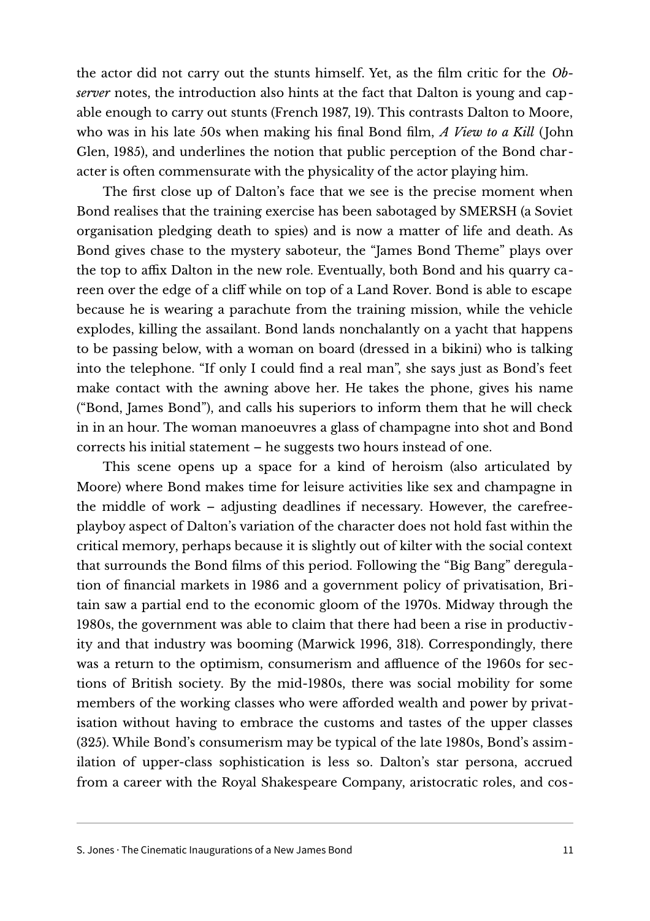the actor did not carry out the stunts himself. Yet, as the film critic for the *Observer* notes, the introduction also hints at the fact that Dalton is young and capable enough to carry out stunts (French 1987, 19). This contrasts Dalton to Moore, who was in his late 50s when making his final Bond film, *A View to a Kill* (John Glen, 1985), and underlines the notion that public perception of the Bond character is often commensurate with the physicality of the actor playing him.

The first close up of Dalton's face that we see is the precise moment when Bond realises that the training exercise has been sabotaged by SMERSH (a Soviet organisation pledging death to spies) and is now a matter of life and death. As Bond gives chase to the mystery saboteur, the "James Bond Theme" plays over the top to affix Dalton in the new role. Eventually, both Bond and his quarry careen over the edge of a cliff while on top of a Land Rover. Bond is able to escape because he is wearing a parachute from the training mission, while the vehicle explodes, killing the assailant. Bond lands nonchalantly on a yacht that happens to be passing below, with a woman on board (dressed in a bikini) who is talking into the telephone. "If only I could find a real man", she says just as Bond's feet make contact with the awning above her. He takes the phone, gives his name ("Bond, James Bond"), and calls his superiors to inform them that he will check in in an hour. The woman manoeuvres a glass of champagne into shot and Bond corrects his initial statement – he suggests two hours instead of one.

This scene opens up a space for a kind of heroism (also articulated by Moore) where Bond makes time for leisure activities like sex and champagne in the middle of work – adjusting deadlines if necessary. However, the carefree-playboy aspect of Dalton's variation of the character does not hold fast within the critical memory, perhaps because it is slightly out of kilter with the social context that surrounds the Bond films of this period. Following the "Big Bang" deregulation of financial markets in 1986 and a government policy of privatisation, Britain saw a partial end to the economic gloom of the 1970s. Midway through the 1980s, the government was able to claim that there had been a rise in productivity and that industry was booming (Marwick 1996, 318). Correspondingly, there was a return to the optimism, consumerism and affluence of the 1960s for sections of British society. By the mid-1980s, there was social mobility for some members of the working classes who were afforded wealth and power by privatisation without having to embrace the customs and tastes of the upper classes (325). While Bond's consumerism may be typical of the late 1980s, Bond's assimilation of upper-class sophistication is less so. Dalton's star persona, accrued from a career with the Royal Shakespeare Company, aristocratic roles, and cos-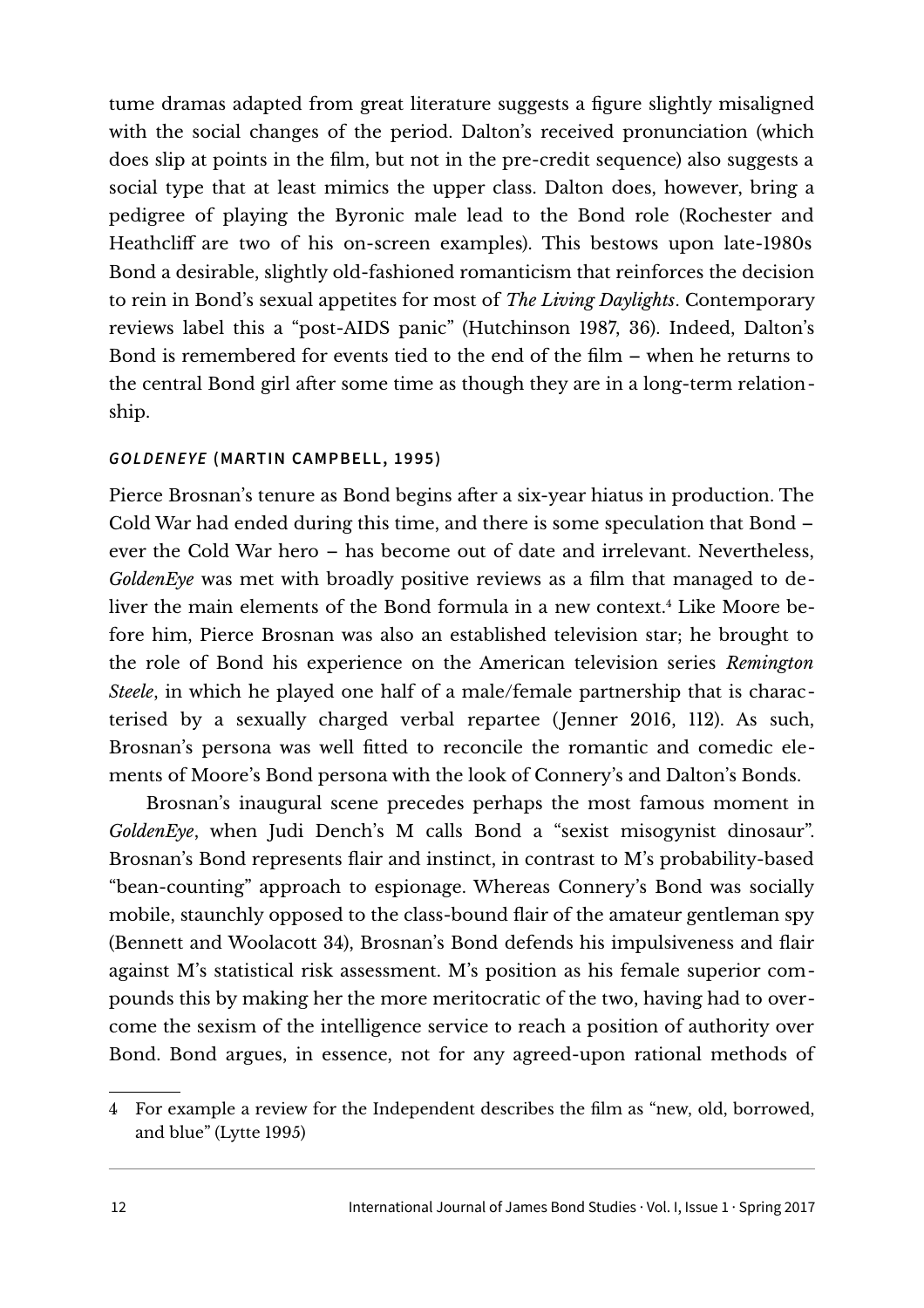tume dramas adapted from great literature suggests a figure slightly misaligned with the social changes of the period. Dalton's received pronunciation (which does slip at points in the film, but not in the pre-credit sequence) also suggests a social type that at least mimics the upper class. Dalton does, however, bring a pedigree of playing the Byronic male lead to the Bond role (Rochester and Heathcliff are two of his on-screen examples). This bestows upon late-1980s Bond a desirable, slightly old-fashioned romanticism that reinforces the decision to rein in Bond's sexual appetites for most of *The Living Daylights*. Contemporary reviews label this a "post-AIDS panic" (Hutchinson 1987, 36). Indeed, Dalton's Bond is remembered for events tied to the end of the film – when he returns to the central Bond girl after some time as though they are in a long-term relationship.

### *GOLDENEYE* (MARTIN CAMPBELL, 1995)

Pierce Brosnan's tenure as Bond begins after a six-year hiatus in production. The Cold War had ended during this time, and there is some speculation that Bond – ever the Cold War hero – has become out of date and irrelevant. Nevertheless, *GoldenEye* was met with broadly positive reviews as a film that managed to deliver the main elements of the Bond formula in a new context.[4] Like Moore before him, Pierce Brosnan was also an established television star; he brought to the role of Bond his experience on the American television series *Remington Steele*, in which he played one half of a male/female partnership that is characterised by a sexually charged verbal repartee (Jenner 2016, 112). As such, Brosnan's persona was well fitted to reconcile the romantic and comedic elements of Moore's Bond persona with the look of Connery's and Dalton's Bonds.

Brosnan's inaugural scene precedes perhaps the most famous moment in *GoldenEye*, when Judi Dench's M calls Bond a "sexist misogynist dinosaur". Brosnan's Bond represents flair and instinct, in contrast to M's probability-based "bean-counting" approach to espionage. Whereas Connery's Bond was socially mobile, staunchly opposed to the class-bound flair of the amateur gentleman spy (Bennett and Woolacott 34), Brosnan's Bond defends his impulsiveness and flair against M's statistical risk assessment. M's position as his female superior compounds this by making her the more meritocratic of the two, having had to overcome the sexism of the intelligence service to reach a position of authority over Bond. Bond argues, in essence, not for any agreed-upon rational methods of

---

4 For example a review for the Independent describes the film as "new, old, borrowed, and blue" (Lytte 1995)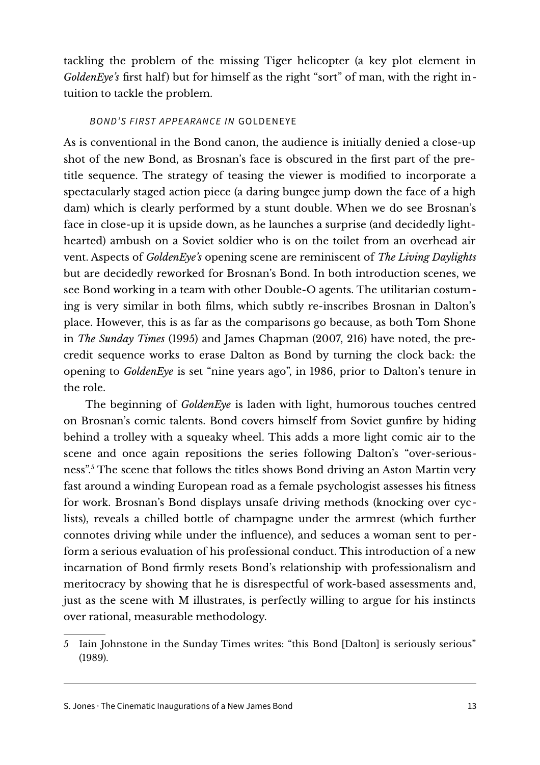tackling the problem of the missing Tiger helicopter (a key plot element in *GoldenEye's* first half) but for himself as the right "sort" of man, with the right intuition to tackle the problem.

### *BOND'S FIRST APPEARANCE IN* GOLDENEYE

As is conventional in the Bond canon, the audience is initially denied a close-up shot of the new Bond, as Brosnan's face is obscured in the first part of the pre-title sequence. The strategy of teasing the viewer is modified to incorporate a spectacularly staged action piece (a daring bungee jump down the face of a high dam) which is clearly performed by a stunt double. When we do see Brosnan's face in close-up it is upside down, as he launches a surprise (and decidedly light-hearted) ambush on a Soviet soldier who is on the toilet from an overhead air vent. Aspects of *GoldenEye's* opening scene are reminiscent of *The Living Daylights* but are decidedly reworked for Brosnan's Bond. In both introduction scenes, we see Bond working in a team with other Double-O agents. The utilitarian costuming is very similar in both films, which subtly re-inscribes Brosnan in Dalton's place. However, this is as far as the comparisons go because, as both Tom Shone in *The Sunday Times* (1995) and James Chapman (2007, 216) have noted, the pre-credit sequence works to erase Dalton as Bond by turning the clock back: the opening to *GoldenEye* is set "nine years ago", in 1986, prior to Dalton's tenure in the role.

The beginning of *GoldenEye* is laden with light, humorous touches centred on Brosnan's comic talents. Bond covers himself from Soviet gunfire by hiding behind a trolley with a squeaky wheel. This adds a more light comic air to the scene and once again repositions the series following Dalton's "over-seriousness".[5] The scene that follows the titles shows Bond driving an Aston Martin very fast around a winding European road as a female psychologist assesses his fitness for work. Brosnan's Bond displays unsafe driving methods (knocking over cyclists), reveals a chilled bottle of champagne under the armrest (which further connotes driving while under the influence), and seduces a woman sent to perform a serious evaluation of his professional conduct. This introduction of a new incarnation of Bond firmly resets Bond's relationship with professionalism and meritocracy by showing that he is disrespectful of work-based assessments and, just as the scene with M illustrates, is perfectly willing to argue for his instincts over rational, measurable methodology.

---

5 Iain Johnstone in the Sunday Times writes: "this Bond [Dalton] is seriously serious" (1989).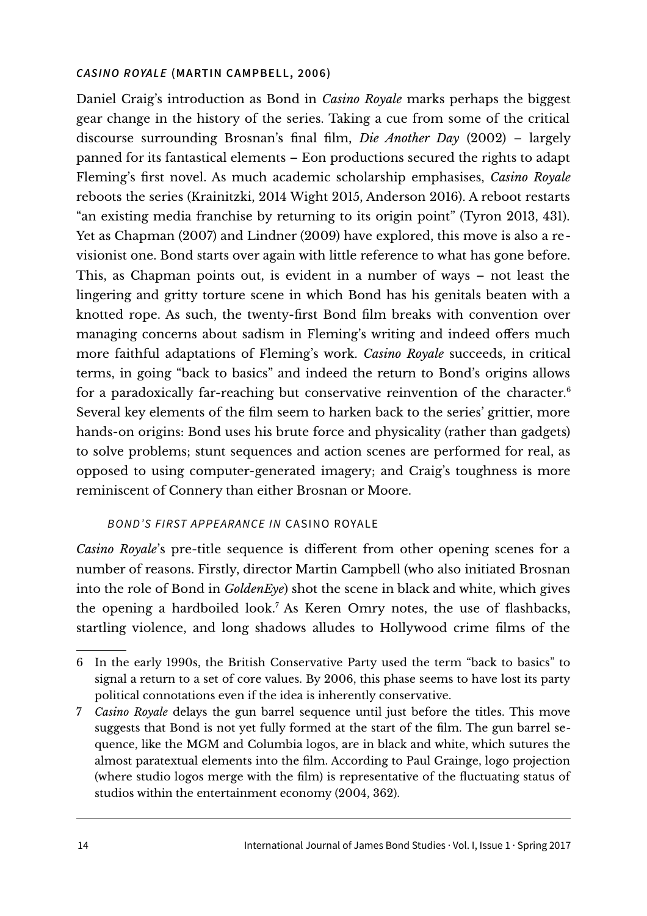### *CASINO ROYALE* (MARTIN CAMPBELL, 2006)

Daniel Craig's introduction as Bond in *Casino Royale* marks perhaps the biggest gear change in the history of the series. Taking a cue from some of the critical discourse surrounding Brosnan's final film, *Die Another Day* (2002) – largely panned for its fantastical elements – Eon productions secured the rights to adapt Fleming's first novel. As much academic scholarship emphasises, *Casino Royale* reboots the series (Krainitzki, 2014 Wight 2015, Anderson 2016). A reboot restarts "an existing media franchise by returning to its origin point" (Tyron 2013, 431). Yet as Chapman (2007) and Lindner (2009) have explored, this move is also a revisionist one. Bond starts over again with little reference to what has gone before. This, as Chapman points out, is evident in a number of ways – not least the lingering and gritty torture scene in which Bond has his genitals beaten with a knotted rope. As such, the twenty-first Bond film breaks with convention over managing concerns about sadism in Fleming's writing and indeed offers much more faithful adaptations of Fleming's work. *Casino Royale* succeeds, in critical terms, in going "back to basics" and indeed the return to Bond's origins allows for a paradoxically far-reaching but conservative reinvention of the character.[6] Several key elements of the film seem to harken back to the series' grittier, more hands-on origins: Bond uses his brute force and physicality (rather than gadgets) to solve problems; stunt sequences and action scenes are performed for real, as opposed to using computer-generated imagery; and Craig's toughness is more reminiscent of Connery than either Brosnan or Moore.

#### *BOND'S FIRST APPEARANCE IN* CASINO ROYALE

*Casino Royale*'s pre-title sequence is different from other opening scenes for a number of reasons. Firstly, director Martin Campbell (who also initiated Brosnan into the role of Bond in *GoldenEye*) shot the scene in black and white, which gives the opening a hardboiled look.[7] As Keren Omry notes, the use of flashbacks, startling violence, and long shadows alludes to Hollywood crime films of the

---

6 In the early 1990s, the British Conservative Party used the term "back to basics" to signal a return to a set of core values. By 2006, this phase seems to have lost its party political connotations even if the idea is inherently conservative.

7 *Casino Royale* delays the gun barrel sequence until just before the titles. This move suggests that Bond is not yet fully formed at the start of the film. The gun barrel sequence, like the MGM and Columbia logos, are in black and white, which sutures the almost paratextual elements into the film. According to Paul Grainge, logo projection (where studio logos merge with the film) is representative of the fluctuating status of studios within the entertainment economy (2004, 362).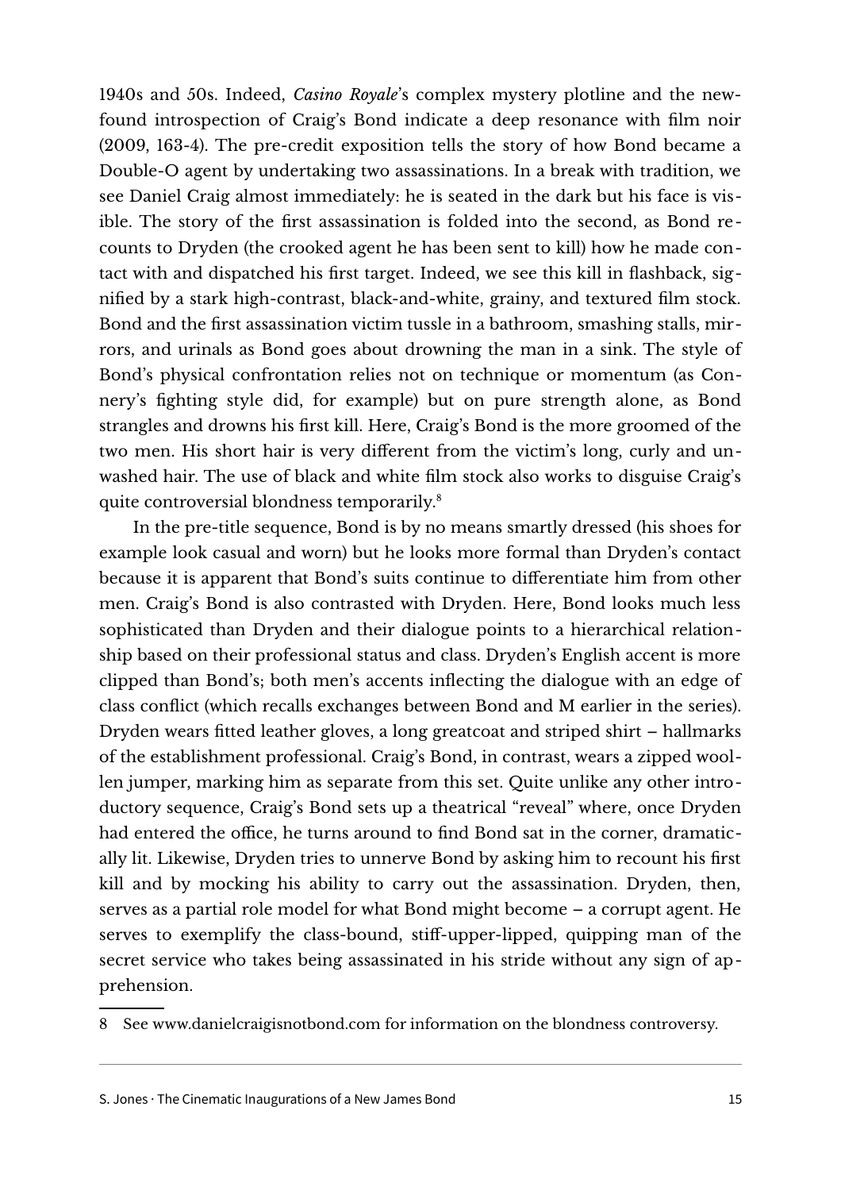1940s and 50s. Indeed, *Casino Royale*'s complex mystery plotline and the newfound introspection of Craig's Bond indicate a deep resonance with film noir (2009, 163-4). The pre-credit exposition tells the story of how Bond became a Double-O agent by undertaking two assassinations. In a break with tradition, we see Daniel Craig almost immediately: he is seated in the dark but his face is visible. The story of the first assassination is folded into the second, as Bond recounts to Dryden (the crooked agent he has been sent to kill) how he made contact with and dispatched his first target. Indeed, we see this kill in flashback, signified by a stark high-contrast, black-and-white, grainy, and textured film stock. Bond and the first assassination victim tussle in a bathroom, smashing stalls, mirrors, and urinals as Bond goes about drowning the man in a sink. The style of Bond's physical confrontation relies not on technique or momentum (as Connery's fighting style did, for example) but on pure strength alone, as Bond strangles and drowns his first kill. Here, Craig's Bond is the more groomed of the two men. His short hair is very different from the victim's long, curly and unwashed hair. The use of black and white film stock also works to disguise Craig's quite controversial blondness temporarily.[8]

In the pre-title sequence, Bond is by no means smartly dressed (his shoes for example look casual and worn) but he looks more formal than Dryden's contact because it is apparent that Bond's suits continue to differentiate him from other men. Craig's Bond is also contrasted with Dryden. Here, Bond looks much less sophisticated than Dryden and their dialogue points to a hierarchical relationship based on their professional status and class. Dryden's English accent is more clipped than Bond's; both men's accents inflecting the dialogue with an edge of class conflict (which recalls exchanges between Bond and M earlier in the series). Dryden wears fitted leather gloves, a long greatcoat and striped shirt – hallmarks of the establishment professional. Craig's Bond, in contrast, wears a zipped woollen jumper, marking him as separate from this set. Quite unlike any other introductory sequence, Craig's Bond sets up a theatrical "reveal" where, once Dryden had entered the office, he turns around to find Bond sat in the corner, dramatically lit. Likewise, Dryden tries to unnerve Bond by asking him to recount his first kill and by mocking his ability to carry out the assassination. Dryden, then, serves as a partial role model for what Bond might become – a corrupt agent. He serves to exemplify the class-bound, stiff-upper-lipped, quipping man of the secret service who takes being assassinated in his stride without any sign of apprehension.

---

8 See www.danielcraigisnotbond.com for information on the blondness controversy.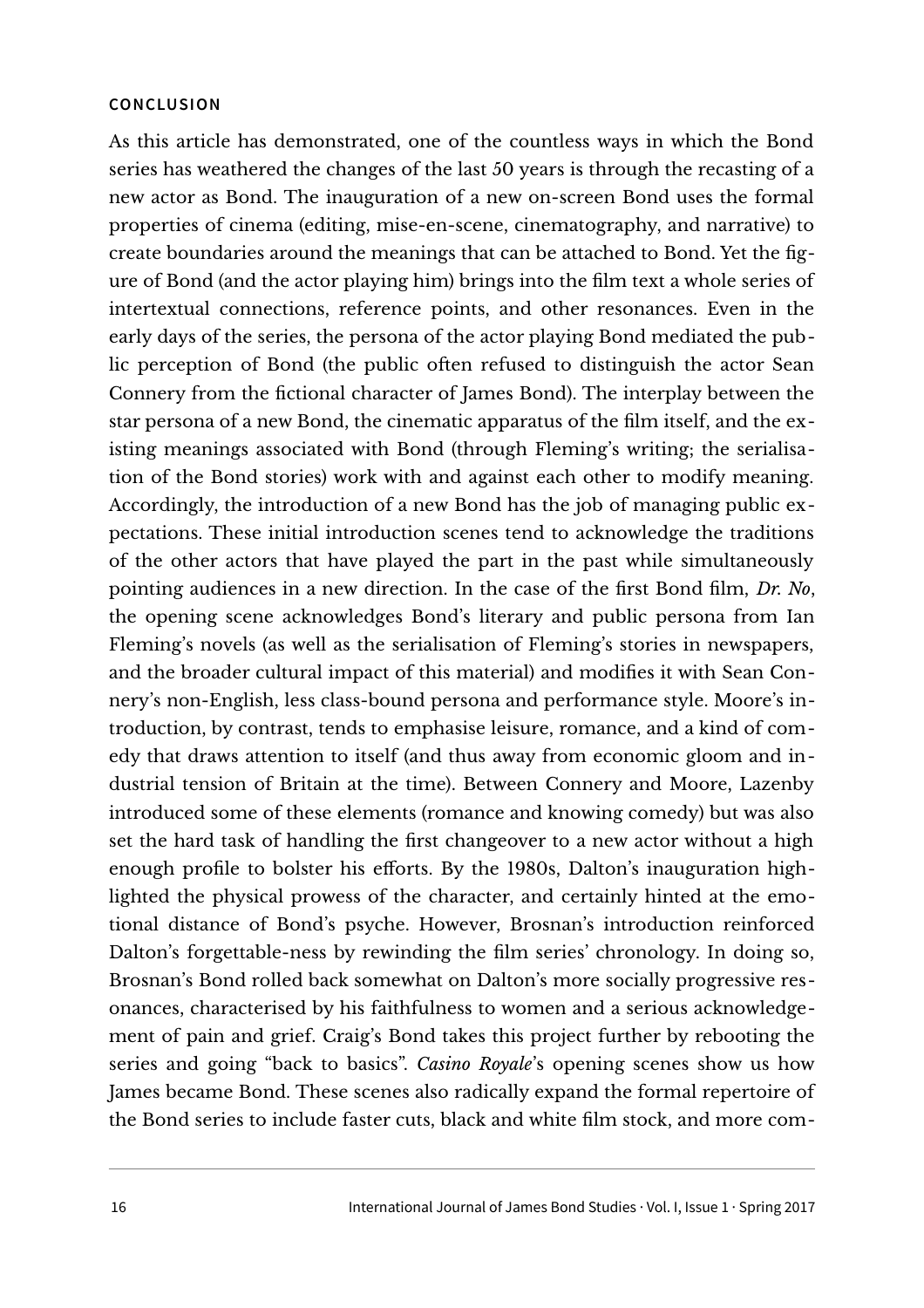## CONCLUSION

As this article has demonstrated, one of the countless ways in which the Bond series has weathered the changes of the last 50 years is through the recasting of a new actor as Bond. The inauguration of a new on-screen Bond uses the formal properties of cinema (editing, mise-en-scene, cinematography, and narrative) to create boundaries around the meanings that can be attached to Bond. Yet the figure of Bond (and the actor playing him) brings into the film text a whole series of intertextual connections, reference points, and other resonances. Even in the early days of the series, the persona of the actor playing Bond mediated the public perception of Bond (the public often refused to distinguish the actor Sean Connery from the fictional character of James Bond). The interplay between the star persona of a new Bond, the cinematic apparatus of the film itself, and the existing meanings associated with Bond (through Fleming's writing; the serialisation of the Bond stories) work with and against each other to modify meaning. Accordingly, the introduction of a new Bond has the job of managing public expectations. These initial introduction scenes tend to acknowledge the traditions of the other actors that have played the part in the past while simultaneously pointing audiences in a new direction. In the case of the first Bond film, *Dr. No*, the opening scene acknowledges Bond's literary and public persona from Ian Fleming's novels (as well as the serialisation of Fleming's stories in newspapers, and the broader cultural impact of this material) and modifies it with Sean Connery's non-English, less class-bound persona and performance style. Moore's introduction, by contrast, tends to emphasise leisure, romance, and a kind of comedy that draws attention to itself (and thus away from economic gloom and industrial tension of Britain at the time). Between Connery and Moore, Lazenby introduced some of these elements (romance and knowing comedy) but was also set the hard task of handling the first changeover to a new actor without a high enough profile to bolster his efforts. By the 1980s, Dalton's inauguration highlighted the physical prowess of the character, and certainly hinted at the emotional distance of Bond's psyche. However, Brosnan's introduction reinforced Dalton's forgettable-ness by rewinding the film series' chronology. In doing so, Brosnan's Bond rolled back somewhat on Dalton's more socially progressive resonances, characterised by his faithfulness to women and a serious acknowledgement of pain and grief. Craig's Bond takes this project further by rebooting the series and going "back to basics". *Casino Royale*'s opening scenes show us how James became Bond. These scenes also radically expand the formal repertoire of the Bond series to include faster cuts, black and white film stock, and more com-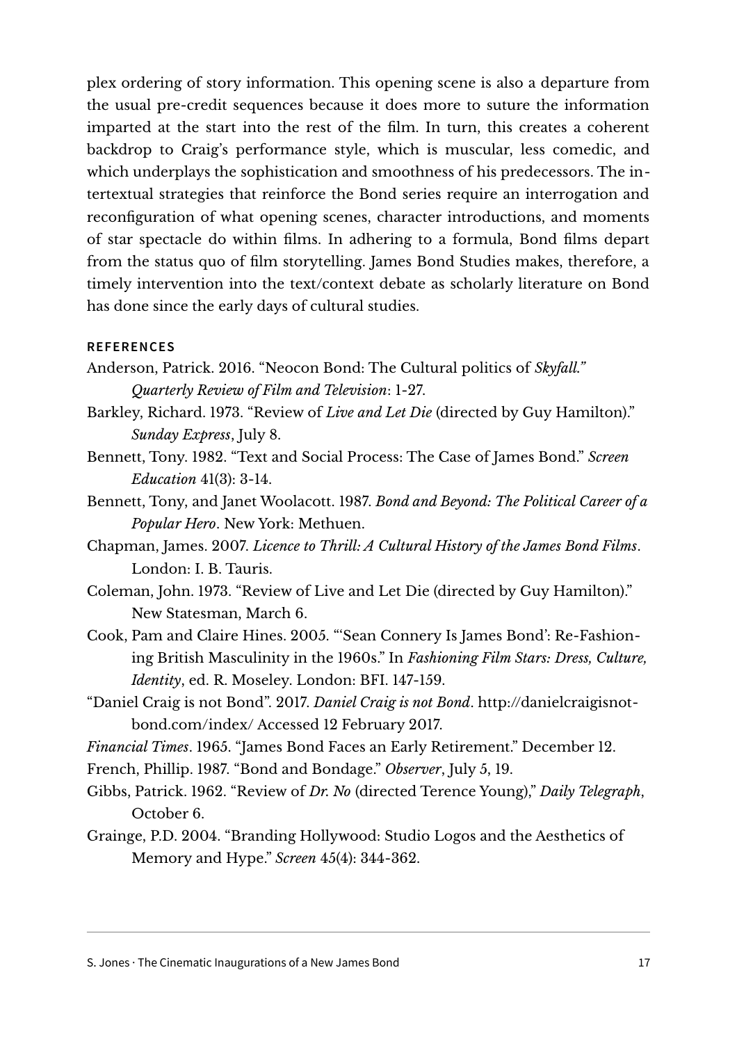plex ordering of story information. This opening scene is also a departure from the usual pre-credit sequences because it does more to suture the information imparted at the start into the rest of the film. In turn, this creates a coherent backdrop to Craig's performance style, which is muscular, less comedic, and which underplays the sophistication and smoothness of his predecessors. The intertextual strategies that reinforce the Bond series require an interrogation and reconfiguration of what opening scenes, character introductions, and moments of star spectacle do within films. In adhering to a formula, Bond films depart from the status quo of film storytelling. James Bond Studies makes, therefore, a timely intervention into the text/context debate as scholarly literature on Bond has done since the early days of cultural studies.

## REFERENCES

Anderson, Patrick. 2016. "Neocon Bond: The Cultural politics of *Skyfall."* *Quarterly Review of Film and Television*: 1-27.

Barkley, Richard. 1973. "Review of *Live and Let Die* (directed by Guy Hamilton)." *Sunday Express*, July 8.

Bennett, Tony. 1982. "Text and Social Process: The Case of James Bond." *Screen Education* 41(3): 3-14.

Bennett, Tony, and Janet Woolacott. 1987. *Bond and Beyond: The Political Career of a Popular Hero*. New York: Methuen.

Chapman, James. 2007. *Licence to Thrill: A Cultural History of the James Bond Films*. London: I. B. Tauris.

Coleman, John. 1973. "Review of Live and Let Die (directed by Guy Hamilton)." New Statesman, March 6.

Cook, Pam and Claire Hines. 2005. "'Sean Connery Is James Bond': Re-Fashioning British Masculinity in the 1960s." In *Fashioning Film Stars: Dress, Culture, Identity*, ed. R. Moseley. London: BFI. 147-159.

"Daniel Craig is not Bond". 2017. *Daniel Craig is not Bond*. http://danielcraigisnotbond.com/index/ Accessed 12 February 2017.

*Financial Times*. 1965. "James Bond Faces an Early Retirement." December 12.

French, Phillip. 1987. "Bond and Bondage." *Observer*, July 5, 19.

Gibbs, Patrick. 1962. "Review of *Dr. No* (directed Terence Young)," *Daily Telegraph*, October 6.

Grainge, P.D. 2004. "Branding Hollywood: Studio Logos and the Aesthetics of Memory and Hype." *Screen* 45(4): 344-362.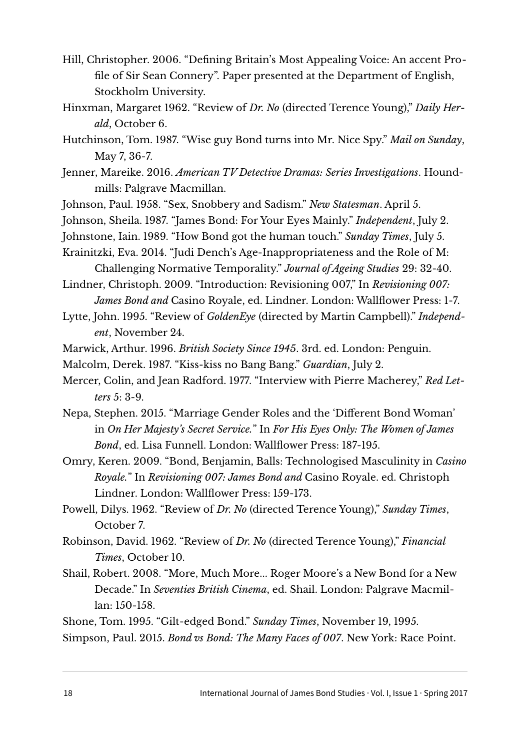Hill, Christopher. 2006. "Defining Britain's Most Appealing Voice: An accent Profile of Sir Sean Connery". Paper presented at the Department of English, Stockholm University.

Hinxman, Margaret 1962. "Review of *Dr. No* (directed Terence Young)," *Daily Herald*, October 6.

Hutchinson, Tom. 1987. "Wise guy Bond turns into Mr. Nice Spy." *Mail on Sunday*, May 7, 36-7.

Jenner, Mareike. 2016. *American TV Detective Dramas: Series Investigations*. Houndmills: Palgrave Macmillan.

Johnson, Paul. 1958. "Sex, Snobbery and Sadism." *New Statesman*. April 5.

Johnson, Sheila. 1987. "James Bond: For Your Eyes Mainly." *Independent*, July 2.

Johnstone, Iain. 1989. "How Bond got the human touch." *Sunday Times*, July 5.

Krainitzki, Eva. 2014. "Judi Dench's Age-Inappropriateness and the Role of M: Challenging Normative Temporality." *Journal of Ageing Studies* 29: 32-40.

Lindner, Christoph. 2009. "Introduction: Revisioning 007," In *Revisioning 007: James Bond and* Casino Royale, ed. Lindner. London: Wallflower Press: 1-7.

Lytte, John. 1995. "Review of *GoldenEye* (directed by Martin Campbell)." *Independent*, November 24.

Marwick, Arthur. 1996. *British Society Since 1945*. 3rd. ed. London: Penguin.

Malcolm, Derek. 1987. "Kiss-kiss no Bang Bang." *Guardian*, July 2.

Mercer, Colin, and Jean Radford. 1977. "Interview with Pierre Macherey," *Red Letters* 5: 3-9.

Nepa, Stephen. 2015. "Marriage Gender Roles and the 'Different Bond Woman' in *On Her Majesty's Secret Service.*" In *For His Eyes Only: The Women of James Bond*, ed. Lisa Funnell. London: Wallflower Press: 187-195.

Omry, Keren. 2009. "Bond, Benjamin, Balls: Technologised Masculinity in *Casino Royale.*" In *Revisioning 007: James Bond and* Casino Royale. ed. Christoph Lindner. London: Wallflower Press: 159-173.

Powell, Dilys. 1962. "Review of *Dr. No* (directed Terence Young)," *Sunday Times*, October 7.

Robinson, David. 1962. "Review of *Dr. No* (directed Terence Young)," *Financial Times*, October 10.

Shail, Robert. 2008. "More, Much More... Roger Moore's a New Bond for a New Decade." In *Seventies British Cinema*, ed. Shail. London: Palgrave Macmillan: 150-158.

Shone, Tom. 1995. "Gilt-edged Bond." *Sunday Times*, November 19, 1995.

Simpson, Paul. 2015. *Bond vs Bond: The Many Faces of 007*. New York: Race Point.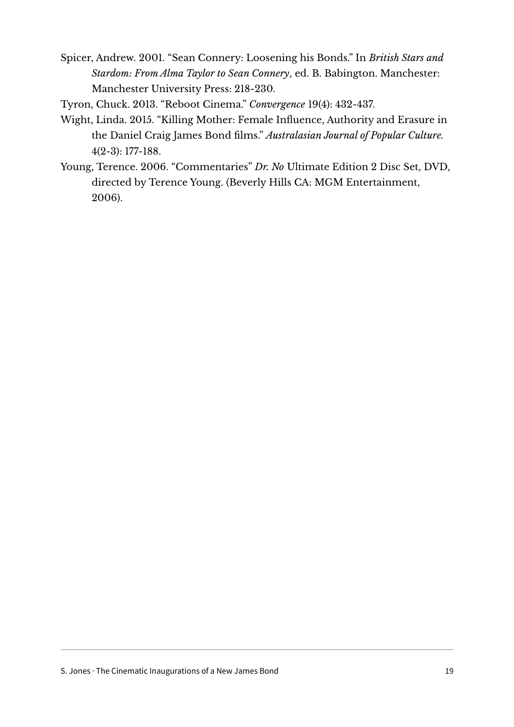Spicer, Andrew. 2001. "Sean Connery: Loosening his Bonds." In *British Stars and Stardom: From Alma Taylor to Sean Connery*, ed. B. Babington. Manchester: Manchester University Press: 218-230.

Tyron, Chuck. 2013. "Reboot Cinema." *Convergence* 19(4): 432-437.

Wight, Linda. 2015. "Killing Mother: Female Influence, Authority and Erasure in the Daniel Craig James Bond films." *Australasian Journal of Popular Culture.* 4(2-3): 177-188.

Young, Terence. 2006. "Commentaries" *Dr. No* Ultimate Edition 2 Disc Set, DVD, directed by Terence Young. (Beverly Hills CA: MGM Entertainment, 2006).